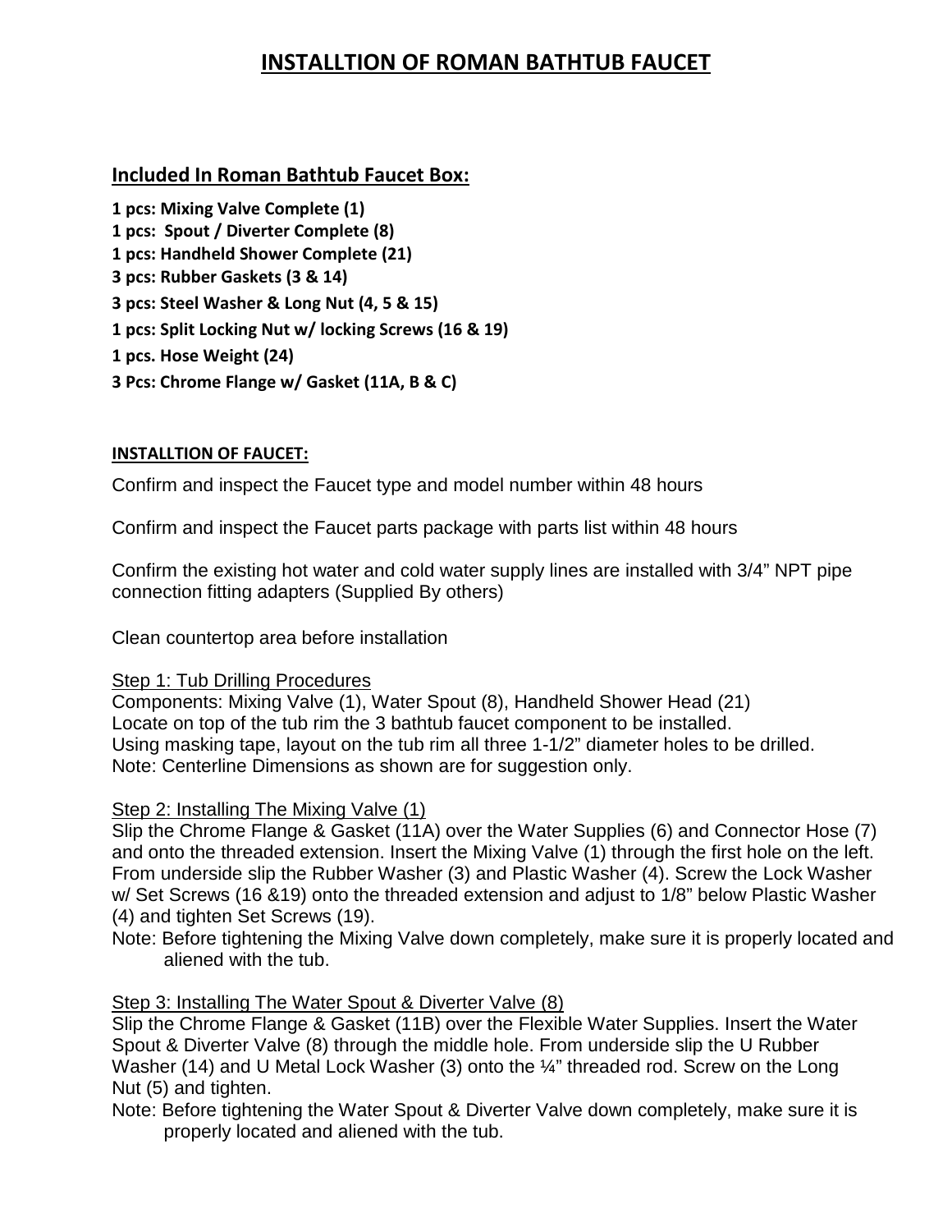# INSTALLTION OF ROMAN BATHTUB FAUCET

## Included In Roman Bathtub Faucet Box:

**1 pcs: Mixing Valve Complete (1)**
**1 pcs: Spout / Diverter Complete (8)**
**1 pcs: Handheld Shower Complete (21)**
**3 pcs: Rubber Gaskets (3 & 14)**
**3 pcs: Steel Washer & Long Nut (4, 5 & 15)**
**1 pcs: Split Locking Nut w/ locking Screws (16 & 19)**
**1 pcs. Hose Weight (24)**
**3 Pcs: Chrome Flange w/ Gasket (11A, B & C)**

**INSTALLTION OF FAUCET:**

Confirm and inspect the Faucet type and model number within 48 hours

Confirm and inspect the Faucet parts package with parts list within 48 hours

Confirm the existing hot water and cold water supply lines are installed with 3/4" NPT pipe connection fitting adapters (Supplied By others)

Clean countertop area before installation

Step 1: Tub Drilling Procedures
Components: Mixing Valve (1), Water Spout (8), Handheld Shower Head (21)
Locate on top of the tub rim the 3 bathtub faucet component to be installed.
Using masking tape, layout on the tub rim all three 1-1/2" diameter holes to be drilled.
Note: Centerline Dimensions as shown are for suggestion only.

Step 2: Installing The Mixing Valve (1)
Slip the Chrome Flange & Gasket (11A) over the Water Supplies (6) and Connector Hose (7) and onto the threaded extension. Insert the Mixing Valve (1) through the first hole on the left. From underside slip the Rubber Washer (3) and Plastic Washer (4). Screw the Lock Washer w/ Set Screws (16 &19) onto the threaded extension and adjust to 1/8" below Plastic Washer (4) and tighten Set Screws (19).
Note: Before tightening the Mixing Valve down completely, make sure it is properly located and aliened with the tub.

Step 3: Installing The Water Spout & Diverter Valve (8)
Slip the Chrome Flange & Gasket (11B) over the Flexible Water Supplies. Insert the Water Spout & Diverter Valve (8) through the middle hole. From underside slip the U Rubber Washer (14) and U Metal Lock Washer (3) onto the ¼" threaded rod. Screw on the Long Nut (5) and tighten.
Note: Before tightening the Water Spout & Diverter Valve down completely, make sure it is properly located and aliened with the tub.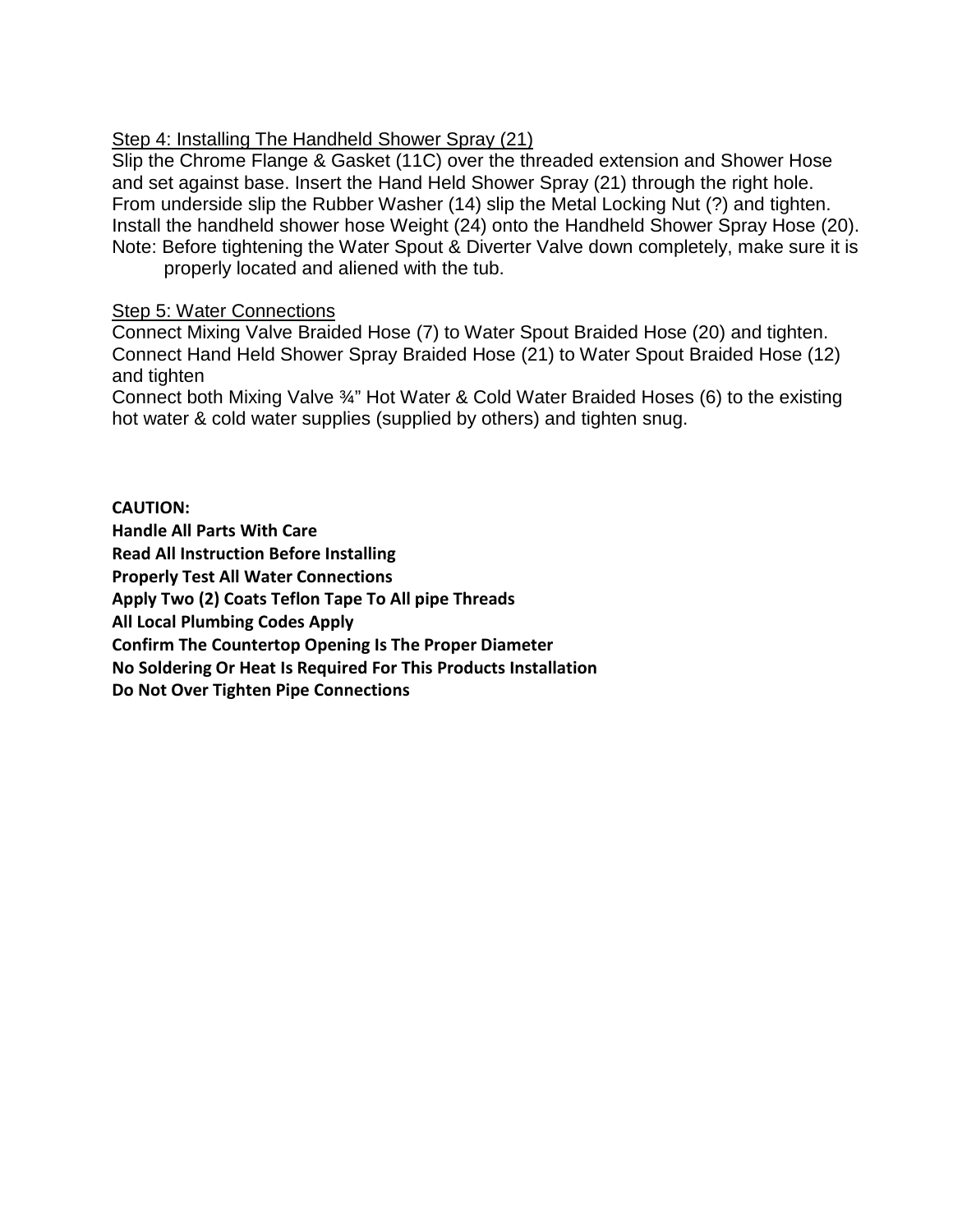Step 4: Installing The Handheld Shower Spray (21)

Slip the Chrome Flange & Gasket (11C) over the threaded extension and Shower Hose and set against base. Insert the Hand Held Shower Spray (21) through the right hole. From underside slip the Rubber Washer (14) slip the Metal Locking Nut (?) and tighten. Install the handheld shower hose Weight (24) onto the Handheld Shower Spray Hose (20).
Note: Before tightening the Water Spout & Diverter Valve down completely, make sure it is properly located and aliened with the tub.

Step 5: Water Connections

Connect Mixing Valve Braided Hose (7) to Water Spout Braided Hose (20) and tighten.
Connect Hand Held Shower Spray Braided Hose (21) to Water Spout Braided Hose (12) and tighten
Connect both Mixing Valve ¾" Hot Water & Cold Water Braided Hoses (6) to the existing hot water & cold water supplies (supplied by others) and tighten snug.

**CAUTION:**
**Handle All Parts With Care**
**Read All Instruction Before Installing**
**Properly Test All Water Connections**
**Apply Two (2) Coats Teflon Tape To All pipe Threads**
**All Local Plumbing Codes Apply**
**Confirm The Countertop Opening Is The Proper Diameter**
**No Soldering Or Heat Is Required For This Products Installation**
**Do Not Over Tighten Pipe Connections**